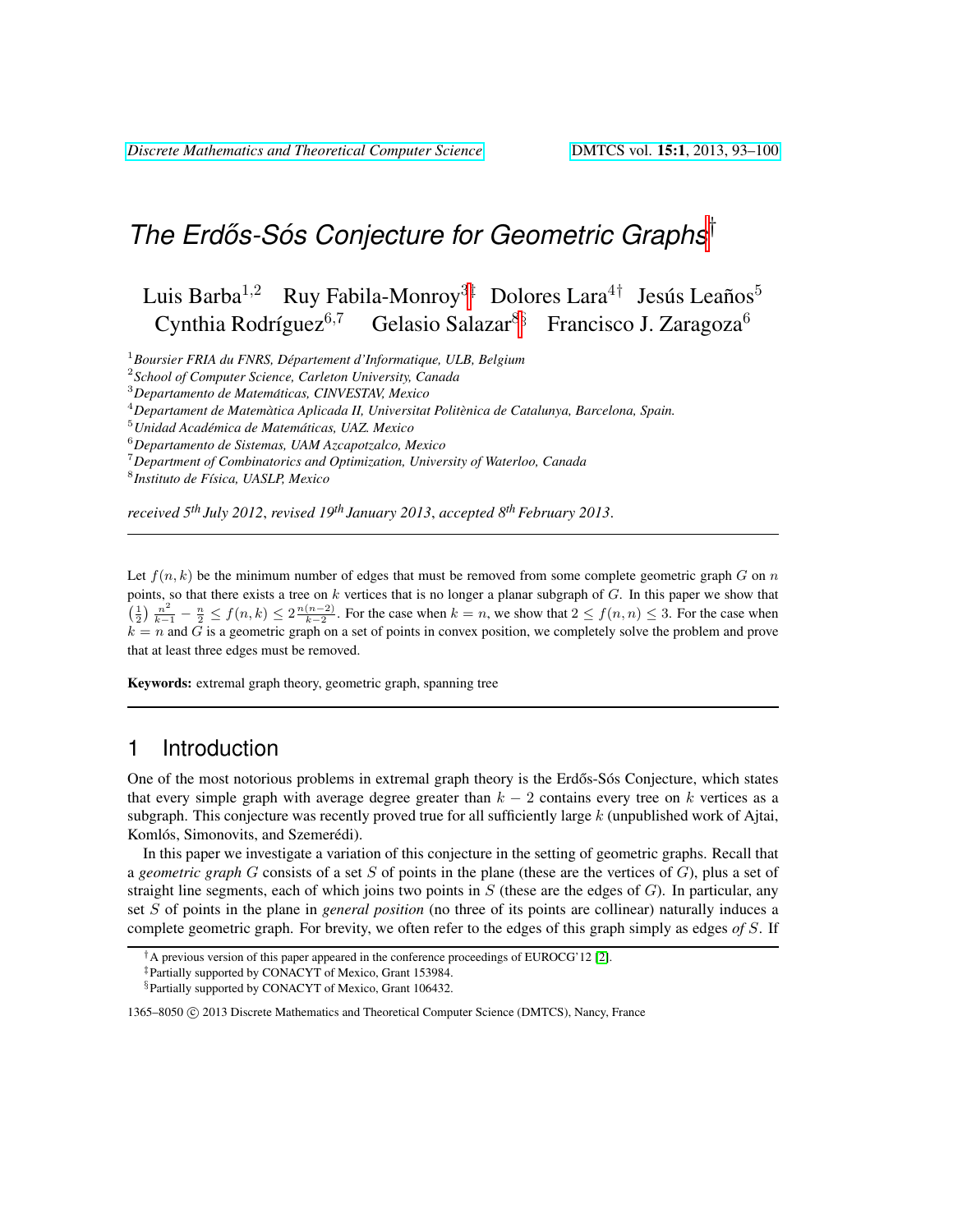# The Erdős-Sós Conjecture for Geometric Graphs[†]

Luis Barba[1,2] Ruy Fabila-Monroy[3‡] Dolores Lara[4†] Jesús Leaños[5]
Cynthia Rodríguez[6,7] Gelasio Salazar[8§] Francisco J. Zaragoza[6]

[1] *Boursier FRIA du FNRS, Département d'Informatique, ULB, Belgium*
[2] *School of Computer Science, Carleton University, Canada*
[3] *Departamento de Matemáticas, CINVESTAV, Mexico*
[4] *Departament de Matemàtica Aplicada II, Universitat Politècnica de Catalunya, Barcelona, Spain.*
[5] *Unidad Académica de Matemáticas, UAZ. Mexico*
[6] *Departamento de Sistemas, UAM Azcapotzalco, Mexico*
[7] *Department of Combinatorics and Optimization, University of Waterloo, Canada*
[8] *Instituto de Física, UASLP, Mexico*

*received 5th July 2012, revised 19th January 2013, accepted 8th February 2013.*

---

Let $f(n,k)$ be the minimum number of edges that must be removed from some complete geometric graph $G$ on $n$ points, so that there exists a tree on $k$ vertices that is no longer a planar subgraph of $G$. In this paper we show that $\left(\frac{1}{2}\right)\frac{n^2}{k-1} - \frac{n}{2} \leq f(n,k) \leq 2\frac{n(n-2)}{k-2}$. For the case when $k = n$, we show that $2 \leq f(n,n) \leq 3$. For the case when $k = n$ and $G$ is a geometric graph on a set of points in convex position, we completely solve the problem and prove that at least three edges must be removed.

**Keywords:** extremal graph theory, geometric graph, spanning tree

---

## 1 Introduction

One of the most notorious problems in extremal graph theory is the Erdős-Sós Conjecture, which states that every simple graph with average degree greater than $k-2$ contains every tree on $k$ vertices as a subgraph. This conjecture was recently proved true for all sufficiently large $k$ (unpublished work of Ajtai, Komlós, Simonovits, and Szemerédi).

In this paper we investigate a variation of this conjecture in the setting of geometric graphs. Recall that a *geometric graph* $G$ consists of a set $S$ of points in the plane (these are the vertices of $G$), plus a set of straight line segments, each of which joins two points in $S$ (these are the edges of $G$). In particular, any set $S$ of points in the plane in *general position* (no three of its points are collinear) naturally induces a complete geometric graph. For brevity, we often refer to the edges of this graph simply as edges *of* $S$. If

---

† A previous version of this paper appeared in the conference proceedings of EUROCG'12 [2].

‡ Partially supported by CONACYT of Mexico, Grant 153984.

§ Partially supported by CONACYT of Mexico, Grant 106432.

1365–8050 © 2013 Discrete Mathematics and Theoretical Computer Science (DMTCS), Nancy, France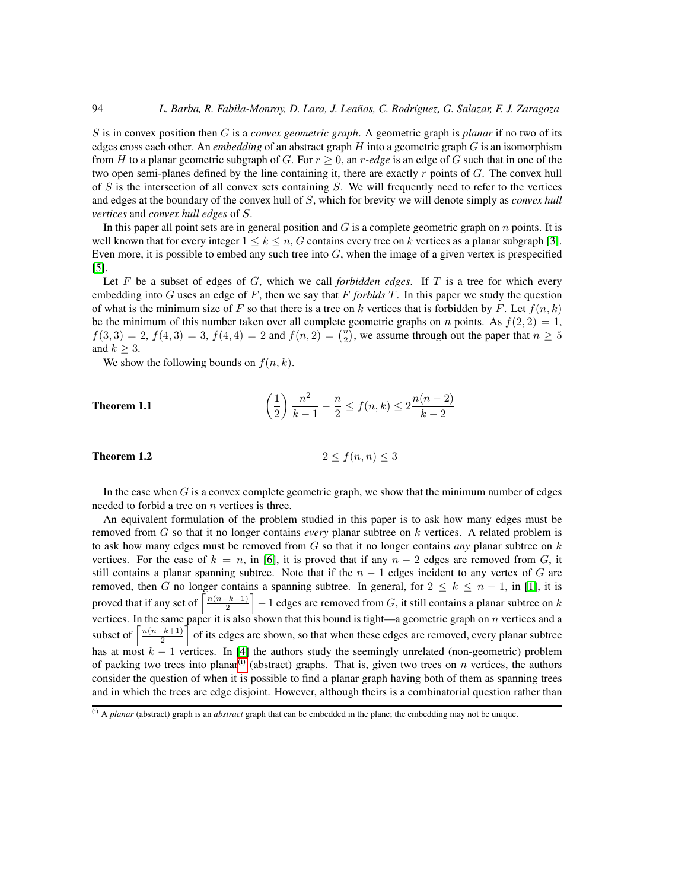$S$ is in convex position then $G$ is a *convex geometric graph*. A geometric graph is *planar* if no two of its edges cross each other. An *embedding* of an abstract graph $H$ into a geometric graph $G$ is an isomorphism from $H$ to a planar geometric subgraph of $G$. For $r \geq 0$, an *$r$-edge* is an edge of $G$ such that in one of the two open semi-planes defined by the line containing it, there are exactly $r$ points of $G$. The convex hull of $S$ is the intersection of all convex sets containing $S$. We will frequently need to refer to the vertices and edges at the boundary of the convex hull of $S$, which for brevity we will denote simply as *convex hull vertices* and *convex hull edges* of $S$.

In this paper all point sets are in general position and $G$ is a complete geometric graph on $n$ points. It is well known that for every integer $1 \leq k \leq n$, $G$ contains every tree on $k$ vertices as a planar subgraph [3]. Even more, it is possible to embed any such tree into $G$, when the image of a given vertex is prespecified [5].

Let $F$ be a subset of edges of $G$, which we call *forbidden edges*. If $T$ is a tree for which every embedding into $G$ uses an edge of $F$, then we say that $F$ *forbids* $T$. In this paper we study the question of what is the minimum size of $F$ so that there is a tree on $k$ vertices that is forbidden by $F$. Let $f(n,k)$ be the minimum of this number taken over all complete geometric graphs on $n$ points. As $f(2,2) = 1$, $f(3,3) = 2$, $f(4,3) = 3$, $f(4,4) = 2$ and $f(n,2) = \binom{n}{2}$, we assume through out the paper that $n \geq 5$ and $k \geq 3$.

We show the following bounds on $f(n,k)$.

**Theorem 1.1**
$$\left(\frac{1}{2}\right)\frac{n^2}{k-1} - \frac{n}{2} \leq f(n,k) \leq 2\frac{n(n-2)}{k-2}$$

**Theorem 1.2**
$$2 \leq f(n,n) \leq 3$$

In the case when $G$ is a convex complete geometric graph, we show that the minimum number of edges needed to forbid a tree on $n$ vertices is three.

An equivalent formulation of the problem studied in this paper is to ask how many edges must be removed from $G$ so that it no longer contains *every* planar subtree on $k$ vertices. A related problem is to ask how many edges must be removed from $G$ so that it no longer contains *any* planar subtree on $k$ vertices. For the case of $k = n$, in [6], it is proved that if any $n-2$ edges are removed from $G$, it still contains a planar spanning subtree. Note that if the $n-1$ edges incident to any vertex of $G$ are removed, then $G$ no longer contains a spanning subtree. In general, for $2 \leq k \leq n-1$, in [1], it is proved that if any set of $\left\lceil \frac{n(n-k+1)}{2} \right\rceil - 1$ edges are removed from $G$, it still contains a planar subtree on $k$ vertices. In the same paper it is also shown that this bound is tight—a geometric graph on $n$ vertices and a subset of $\left\lceil \frac{n(n-k+1)}{2} \right\rceil$ of its edges are shown, so that when these edges are removed, every planar subtree has at most $k-1$ vertices. In [4] the authors study the seemingly unrelated (non-geometric) problem of packing two trees into planar[(i)] (abstract) graphs. That is, given two trees on $n$ vertices, the authors consider the question of when it is possible to find a planar graph having both of them as spanning trees and in which the trees are edge disjoint. However, although theirs is a combinatorial question rather than

[(i)] A *planar* (abstract) graph is an *abstract* graph that can be embedded in the plane; the embedding may not be unique.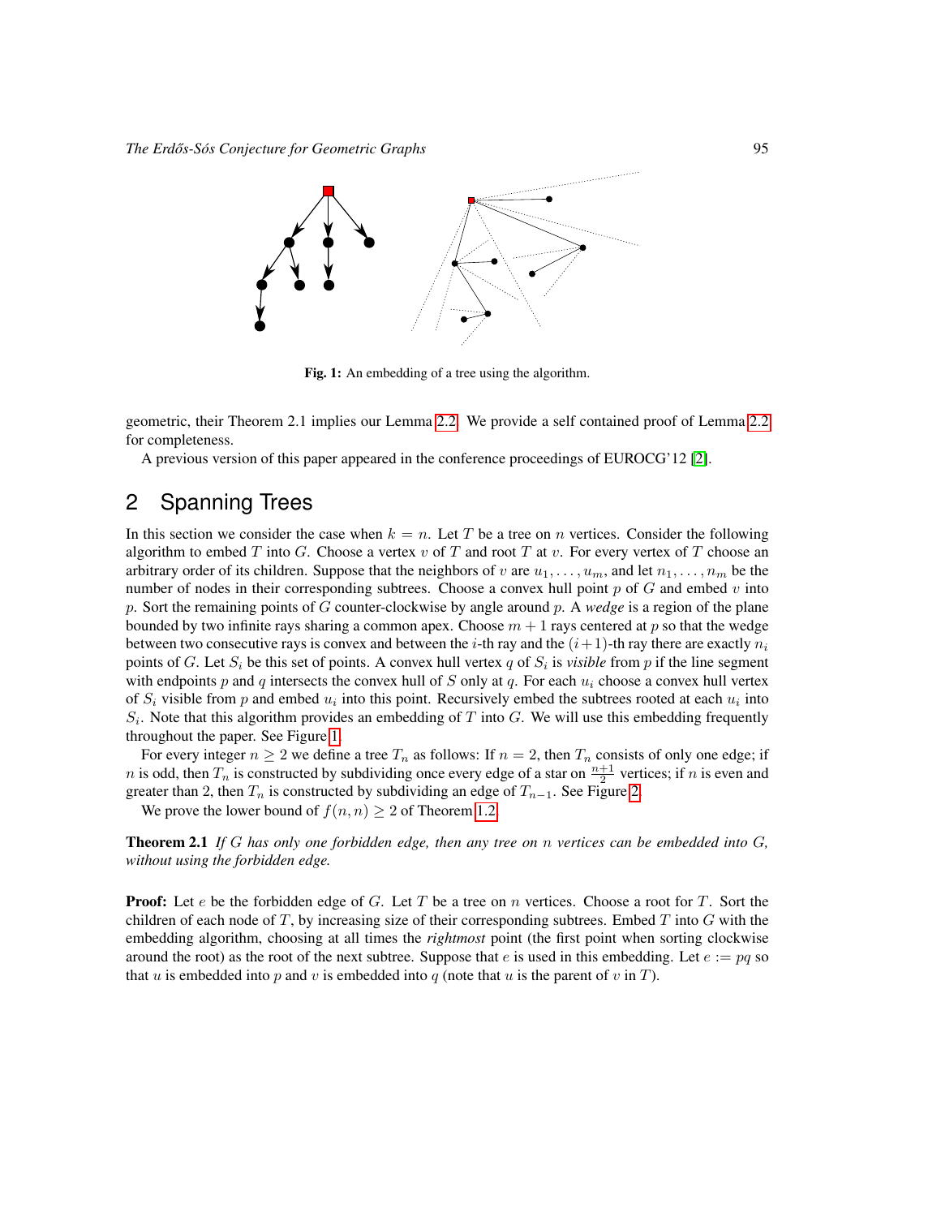**Fig. 1:** An embedding of a tree using the algorithm.

geometric, their Theorem 2.1 implies our Lemma 2.2. We provide a self contained proof of Lemma 2.2 for completeness.

A previous version of this paper appeared in the conference proceedings of EUROCG'12 [2].

## 2 Spanning Trees

In this section we consider the case when $k = n$. Let $T$ be a tree on $n$ vertices. Consider the following algorithm to embed $T$ into $G$. Choose a vertex $v$ of $T$ and root $T$ at $v$. For every vertex of $T$ choose an arbitrary order of its children. Suppose that the neighbors of $v$ are $u_1, \dots, u_m$, and let $n_1, \dots, n_m$ be the number of nodes in their corresponding subtrees. Choose a convex hull point $p$ of $G$ and embed $v$ into $p$. Sort the remaining points of $G$ counter-clockwise by angle around $p$. A *wedge* is a region of the plane bounded by two infinite rays sharing a common apex. Choose $m+1$ rays centered at $p$ so that the wedge between two consecutive rays is convex and between the $i$-th ray and the $(i+1)$-th ray there are exactly $n_i$ points of $G$. Let $S_i$ be this set of points. A convex hull vertex $q$ of $S_i$ is *visible* from $p$ if the line segment with endpoints $p$ and $q$ intersects the convex hull of $S$ only at $q$. For each $u_i$ choose a convex hull vertex of $S_i$ visible from $p$ and embed $u_i$ into this point. Recursively embed the subtrees rooted at each $u_i$ into $S_i$. Note that this algorithm provides an embedding of $T$ into $G$. We will use this embedding frequently throughout the paper. See Figure 1.

For every integer $n \geq 2$ we define a tree $T_n$ as follows: If $n = 2$, then $T_n$ consists of only one edge; if $n$ is odd, then $T_n$ is constructed by subdividing once every edge of a star on $\frac{n+1}{2}$ vertices; if $n$ is even and greater than 2, then $T_n$ is constructed by subdividing an edge of $T_{n-1}$. See Figure 2.

We prove the lower bound of $f(n, n) \geq 2$ of Theorem 1.2.

**Theorem 2.1** *If $G$ has only one forbidden edge, then any tree on $n$ vertices can be embedded into $G$, without using the forbidden edge.*

**Proof:** Let $e$ be the forbidden edge of $G$. Let $T$ be a tree on $n$ vertices. Choose a root for $T$. Sort the children of each node of $T$, by increasing size of their corresponding subtrees. Embed $T$ into $G$ with the embedding algorithm, choosing at all times the *rightmost* point (the first point when sorting clockwise around the root) as the root of the next subtree. Suppose that $e$ is used in this embedding. Let $e := pq$ so that $u$ is embedded into $p$ and $v$ is embedded into $q$ (note that $u$ is the parent of $v$ in $T$).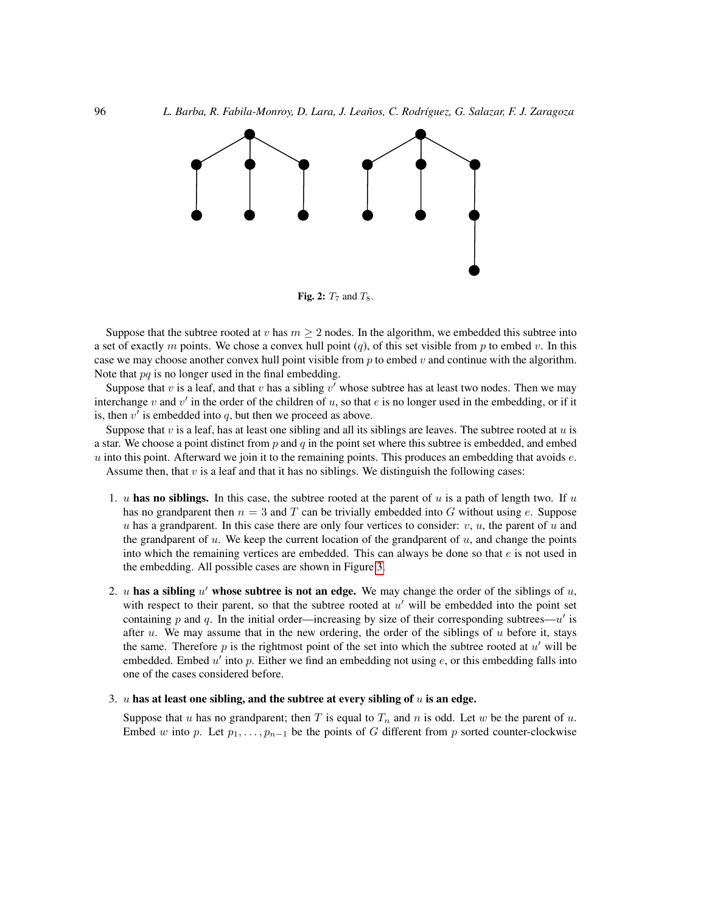Fig. 2: $T_7$ and $T_8$.

Suppose that the subtree rooted at $v$ has $m \geq 2$ nodes. In the algorithm, we embedded this subtree into a set of exactly $m$ points. We chose a convex hull point ($q$), of this set visible from $p$ to embed $v$. In this case we may choose another convex hull point visible from $p$ to embed $v$ and continue with the algorithm. Note that $pq$ is no longer used in the final embedding.

Suppose that $v$ is a leaf, and that $v$ has a sibling $v'$ whose subtree has at least two nodes. Then we may interchange $v$ and $v'$ in the order of the children of $u$, so that $e$ is no longer used in the embedding, or if it is, then $v'$ is embedded into $q$, but then we proceed as above.

Suppose that $v$ is a leaf, has at least one sibling and all its siblings are leaves. The subtree rooted at $u$ is a star. We choose a point distinct from $p$ and $q$ in the point set where this subtree is embedded, and embed $u$ into this point. Afterward we join it to the remaining points. This produces an embedding that avoids $e$.

Assume then, that $v$ is a leaf and that it has no siblings. We distinguish the following cases:

1. $u$ **has no siblings.** In this case, the subtree rooted at the parent of $u$ is a path of length two. If $u$ has no grandparent then $n = 3$ and $T$ can be trivially embedded into $G$ without using $e$. Suppose $u$ has a grandparent. In this case there are only four vertices to consider: $v$, $u$, the parent of $u$ and the grandparent of $u$. We keep the current location of the grandparent of $u$, and change the points into which the remaining vertices are embedded. This can always be done so that $e$ is not used in the embedding. All possible cases are shown in Figure 3.

2. $u$ **has a sibling** $u'$ **whose subtree is not an edge.** We may change the order of the siblings of $u$, with respect to their parent, so that the subtree rooted at $u'$ will be embedded into the point set containing $p$ and $q$. In the initial order—increasing by size of their corresponding subtrees—$u'$ is after $u$. We may assume that in the new ordering, the order of the siblings of $u$ before it, stays the same. Therefore $p$ is the rightmost point of the set into which the subtree rooted at $u'$ will be embedded. Embed $u'$ into $p$. Either we find an embedding not using $e$, or this embedding falls into one of the cases considered before.

3. $u$ **has at least one sibling, and the subtree at every sibling of** $u$ **is an edge.**

   Suppose that $u$ has no grandparent; then $T$ is equal to $T_n$ and $n$ is odd. Let $w$ be the parent of $u$. Embed $w$ into $p$. Let $p_1, \ldots, p_{n-1}$ be the points of $G$ different from $p$ sorted counter-clockwise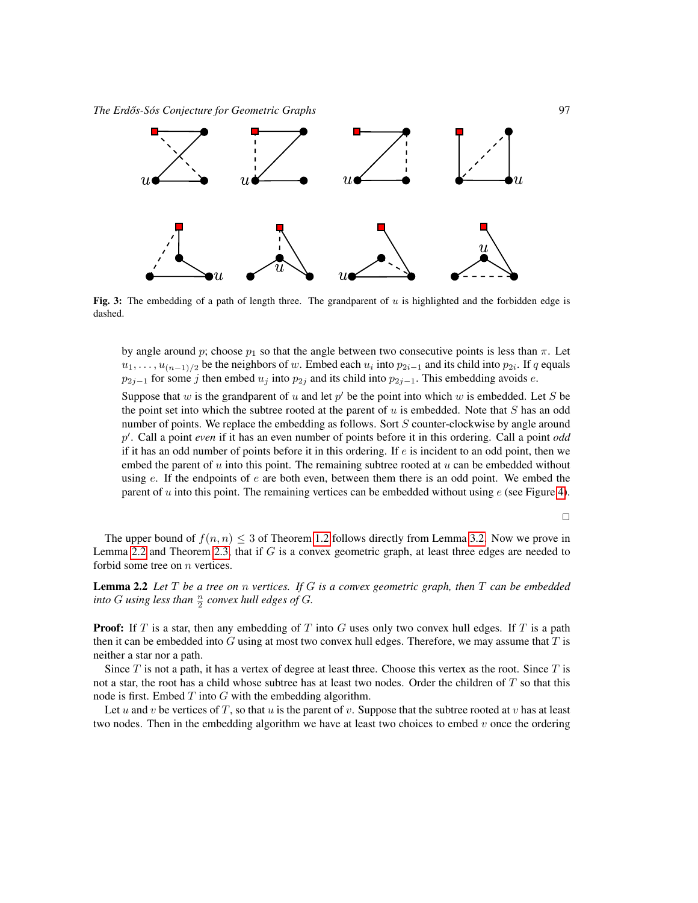**Fig. 3:** The embedding of a path of length three. The grandparent of $u$ is highlighted and the forbidden edge is dashed.

by angle around $p$; choose $p_1$ so that the angle between two consecutive points is less than $\pi$. Let $u_1, \ldots, u_{(n-1)/2}$ be the neighbors of $w$. Embed each $u_i$ into $p_{2i-1}$ and its child into $p_{2i}$. If $q$ equals $p_{2j-1}$ for some $j$ then embed $u_j$ into $p_{2j}$ and its child into $p_{2j-1}$. This embedding avoids $e$.

Suppose that $w$ is the grandparent of $u$ and let $p'$ be the point into which $w$ is embedded. Let $S$ be the point set into which the subtree rooted at the parent of $u$ is embedded. Note that $S$ has an odd number of points. We replace the embedding as follows. Sort $S$ counter-clockwise by angle around $p'$. Call a point *even* if it has an even number of points before it in this ordering. Call a point *odd* if it has an odd number of points before it in this ordering. If $e$ is incident to an odd point, then we embed the parent of $u$ into this point. The remaining subtree rooted at $u$ can be embedded without using $e$. If the endpoints of $e$ are both even, between them there is an odd point. We embed the parent of $u$ into this point. The remaining vertices can be embedded without using $e$ (see Figure 4).

□

The upper bound of $f(n,n) \leq 3$ of Theorem 1.2 follows directly from Lemma 3.2. Now we prove in Lemma 2.2 and Theorem 2.3, that if $G$ is a convex geometric graph, at least three edges are needed to forbid some tree on $n$ vertices.

**Lemma 2.2** *Let $T$ be a tree on $n$ vertices. If $G$ is a convex geometric graph, then $T$ can be embedded into $G$ using less than $\frac{n}{2}$ convex hull edges of $G$.*

**Proof:** If $T$ is a star, then any embedding of $T$ into $G$ uses only two convex hull edges. If $T$ is a path then it can be embedded into $G$ using at most two convex hull edges. Therefore, we may assume that $T$ is neither a star nor a path.

Since $T$ is not a path, it has a vertex of degree at least three. Choose this vertex as the root. Since $T$ is not a star, the root has a child whose subtree has at least two nodes. Order the children of $T$ so that this node is first. Embed $T$ into $G$ with the embedding algorithm.

Let $u$ and $v$ be vertices of $T$, so that $u$ is the parent of $v$. Suppose that the subtree rooted at $v$ has at least two nodes. Then in the embedding algorithm we have at least two choices to embed $v$ once the ordering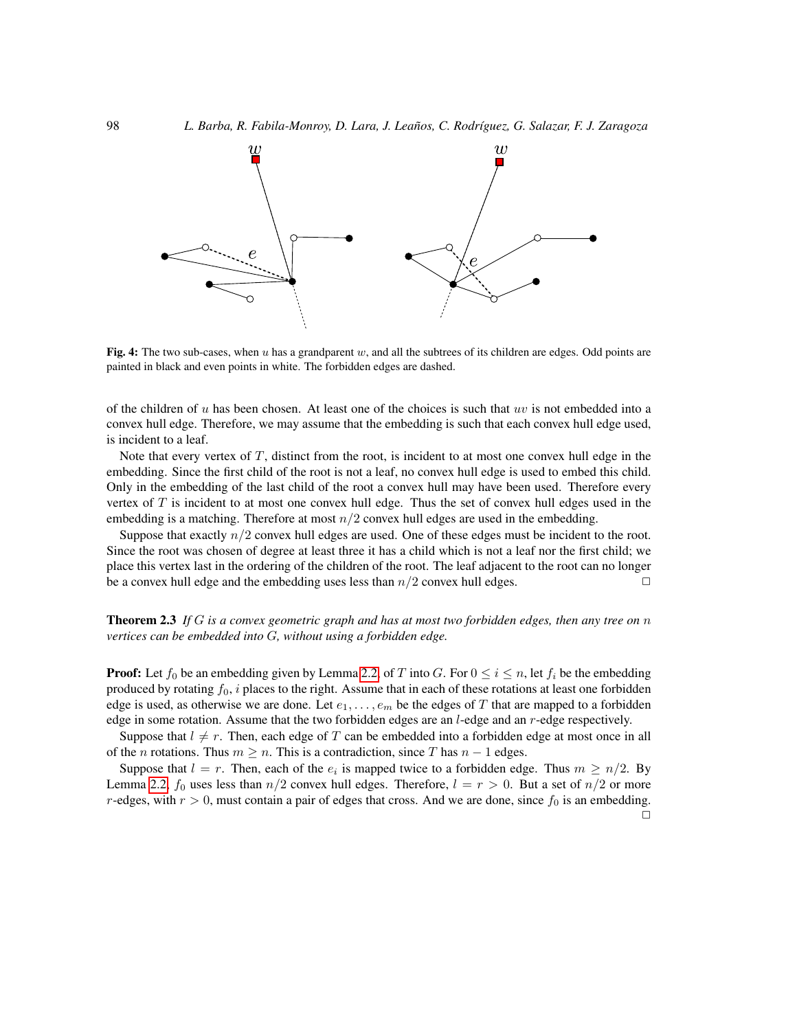Fig. 4: The two sub-cases, when $u$ has a grandparent $w$, and all the subtrees of its children are edges. Odd points are painted in black and even points in white. The forbidden edges are dashed.

of the children of $u$ has been chosen. At least one of the choices is such that $uv$ is not embedded into a convex hull edge. Therefore, we may assume that the embedding is such that each convex hull edge used, is incident to a leaf.

Note that every vertex of $T$, distinct from the root, is incident to at most one convex hull edge in the embedding. Since the first child of the root is not a leaf, no convex hull edge is used to embed this child. Only in the embedding of the last child of the root a convex hull may have been used. Therefore every vertex of $T$ is incident to at most one convex hull edge. Thus the set of convex hull edges used in the embedding is a matching. Therefore at most $n/2$ convex hull edges are used in the embedding.

Suppose that exactly $n/2$ convex hull edges are used. One of these edges must be incident to the root. Since the root was chosen of degree at least three it has a child which is not a leaf nor the first child; we place this vertex last in the ordering of the children of the root. The leaf adjacent to the root can no longer be a convex hull edge and the embedding uses less than $n/2$ convex hull edges. □

**Theorem 2.3** *If $G$ is a convex geometric graph and has at most two forbidden edges, then any tree on $n$ vertices can be embedded into $G$, without using a forbidden edge.*

**Proof:** Let $f_0$ be an embedding given by Lemma 2.2, of $T$ into $G$. For $0 \leq i \leq n$, let $f_i$ be the embedding produced by rotating $f_0$, $i$ places to the right. Assume that in each of these rotations at least one forbidden edge is used, as otherwise we are done. Let $e_1, \ldots, e_m$ be the edges of $T$ that are mapped to a forbidden edge in some rotation. Assume that the two forbidden edges are an $l$-edge and an $r$-edge respectively.

Suppose that $l \neq r$. Then, each edge of $T$ can be embedded into a forbidden edge at most once in all of the $n$ rotations. Thus $m \geq n$. This is a contradiction, since $T$ has $n-1$ edges.

Suppose that $l = r$. Then, each of the $e_i$ is mapped twice to a forbidden edge. Thus $m \geq n/2$. By Lemma 2.2, $f_0$ uses less than $n/2$ convex hull edges. Therefore, $l = r > 0$. But a set of $n/2$ or more $r$-edges, with $r > 0$, must contain a pair of edges that cross. And we are done, since $f_0$ is an embedding. □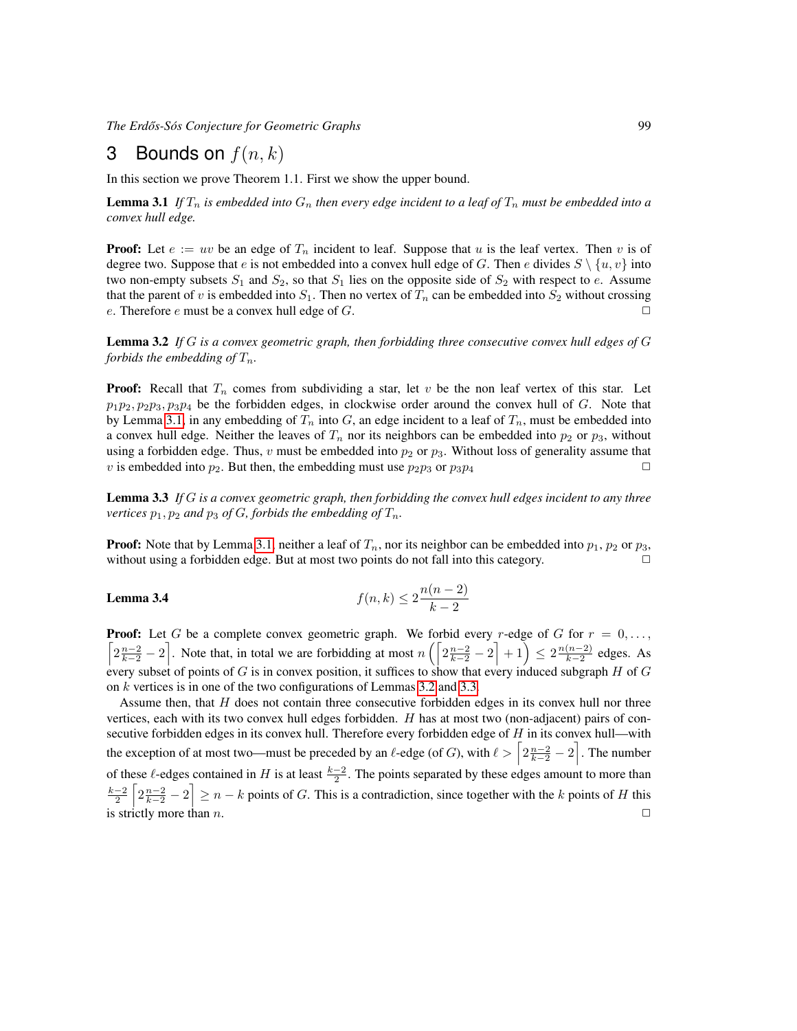# 3 Bounds on $f(n, k)$

In this section we prove Theorem 1.1. First we show the upper bound.

**Lemma 3.1** *If $T_n$ is embedded into $G_n$ then every edge incident to a leaf of $T_n$ must be embedded into a convex hull edge.*

**Proof:** Let $e := uv$ be an edge of $T_n$ incident to leaf. Suppose that $u$ is the leaf vertex. Then $v$ is of degree two. Suppose that $e$ is not embedded into a convex hull edge of $G$. Then $e$ divides $S \setminus \{u, v\}$ into two non-empty subsets $S_1$ and $S_2$, so that $S_1$ lies on the opposite side of $S_2$ with respect to $e$. Assume that the parent of $v$ is embedded into $S_1$. Then no vertex of $T_n$ can be embedded into $S_2$ without crossing $e$. Therefore $e$ must be a convex hull edge of $G$. □

**Lemma 3.2** *If $G$ is a convex geometric graph, then forbidding three consecutive convex hull edges of $G$ forbids the embedding of $T_n$.*

**Proof:** Recall that $T_n$ comes from subdividing a star, let $v$ be the non leaf vertex of this star. Let $p_1p_2, p_2p_3, p_3p_4$ be the forbidden edges, in clockwise order around the convex hull of $G$. Note that by Lemma 3.1, in any embedding of $T_n$ into $G$, an edge incident to a leaf of $T_n$, must be embedded into a convex hull edge. Neither the leaves of $T_n$ nor its neighbors can be embedded into $p_2$ or $p_3$, without using a forbidden edge. Thus, $v$ must be embedded into $p_2$ or $p_3$. Without loss of generality assume that $v$ is embedded into $p_2$. But then, the embedding must use $p_2p_3$ or $p_3p_4$ □

**Lemma 3.3** *If $G$ is a convex geometric graph, then forbidding the convex hull edges incident to any three vertices $p_1, p_2$ and $p_3$ of $G$, forbids the embedding of $T_n$.*

**Proof:** Note that by Lemma 3.1, neither a leaf of $T_n$, nor its neighbor can be embedded into $p_1$, $p_2$ or $p_3$, without using a forbidden edge. But at most two points do not fall into this category. □

**Lemma 3.4**
$$f(n, k) \leq 2\frac{n(n-2)}{k-2}$$

**Proof:** Let $G$ be a complete convex geometric graph. We forbid every $r$-edge of $G$ for $r = 0, \ldots, \left\lceil 2\frac{n-2}{k-2} - 2 \right\rceil$. Note that, in total we are forbidding at most $n\left(\left\lceil 2\frac{n-2}{k-2} - 2 \right\rceil + 1\right) \leq 2\frac{n(n-2)}{k-2}$ edges. As every subset of points of $G$ is in convex position, it suffices to show that every induced subgraph $H$ of $G$ on $k$ vertices is in one of the two configurations of Lemmas 3.2 and 3.3.

Assume then, that $H$ does not contain three consecutive forbidden edges in its convex hull nor three vertices, each with its two convex hull edges forbidden. $H$ has at most two (non-adjacent) pairs of consecutive forbidden edges in its convex hull. Therefore every forbidden edge of $H$ in its convex hull—with the exception of at most two—must be preceded by an $\ell$-edge (of $G$), with $\ell > \left\lceil 2\frac{n-2}{k-2} - 2 \right\rceil$. The number of these $\ell$-edges contained in $H$ is at least $\frac{k-2}{2}$. The points separated by these edges amount to more than $\frac{k-2}{2}\left\lceil 2\frac{n-2}{k-2} - 2 \right\rceil \geq n - k$ points of $G$. This is a contradiction, since together with the $k$ points of $H$ this is strictly more than $n$. □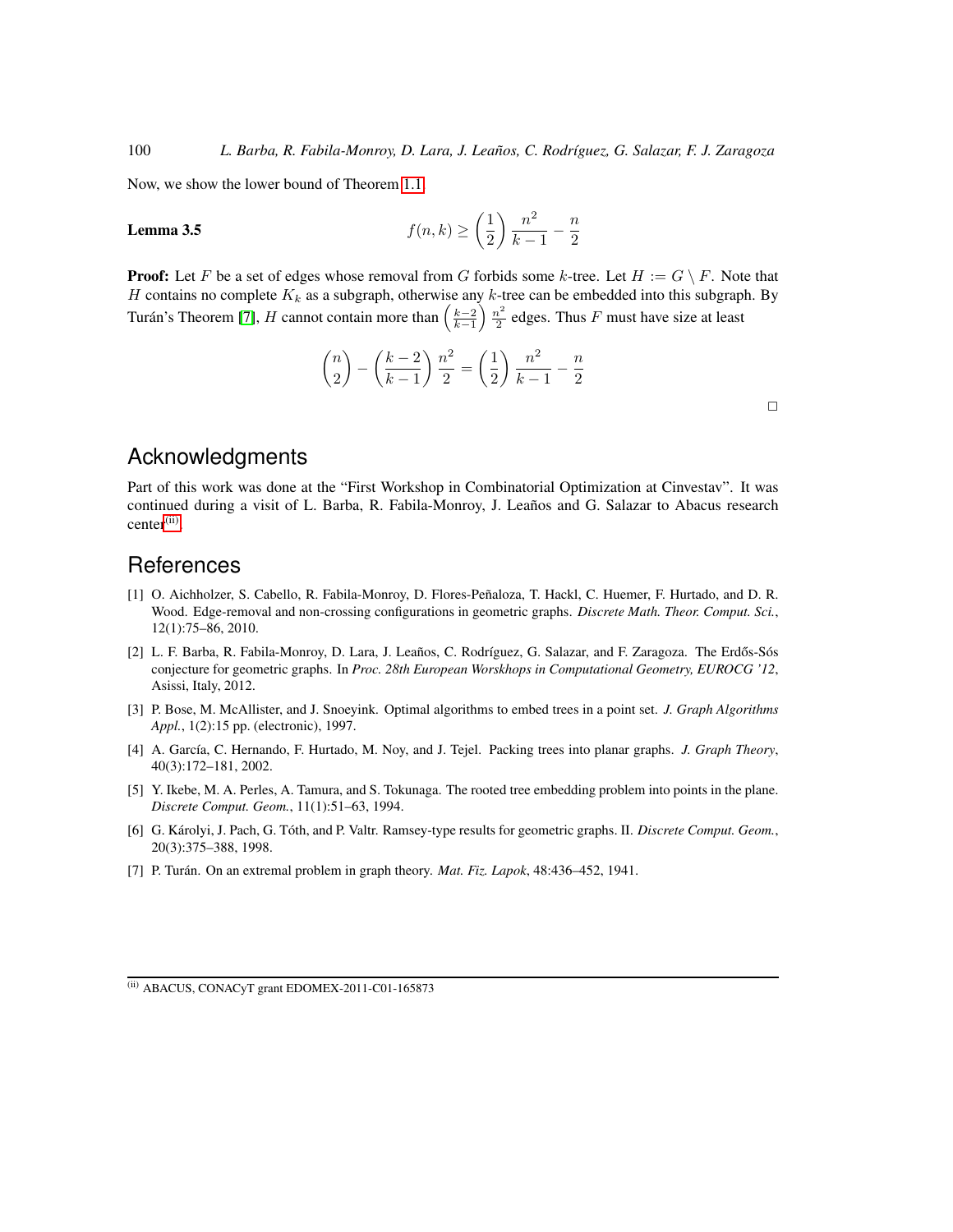Now, we show the lower bound of Theorem 1.1.

**Lemma 3.5**

$$f(n,k) \geq \left(\frac{1}{2}\right)\frac{n^2}{k-1} - \frac{n}{2}$$

**Proof:** Let $F$ be a set of edges whose removal from $G$ forbids some $k$-tree. Let $H := G \setminus F$. Note that $H$ contains no complete $K_k$ as a subgraph, otherwise any $k$-tree can be embedded into this subgraph. By Turán's Theorem [7], $H$ cannot contain more than $\left(\frac{k-2}{k-1}\right)\frac{n^2}{2}$ edges. Thus $F$ must have size at least

$$\binom{n}{2} - \left(\frac{k-2}{k-1}\right)\frac{n^2}{2} = \left(\frac{1}{2}\right)\frac{n^2}{k-1} - \frac{n}{2}$$

□

## Acknowledgments

Part of this work was done at the "First Workshop in Combinatorial Optimization at Cinvestav". It was continued during a visit of L. Barba, R. Fabila-Monroy, J. Leaños and G. Salazar to Abacus research center[(ii)].

## References

[1] O. Aichholzer, S. Cabello, R. Fabila-Monroy, D. Flores-Peñaloza, T. Hackl, C. Huemer, F. Hurtado, and D. R. Wood. Edge-removal and non-crossing configurations in geometric graphs. *Discrete Math. Theor. Comput. Sci.*, 12(1):75–86, 2010.

[2] L. F. Barba, R. Fabila-Monroy, D. Lara, J. Leaños, C. Rodríguez, G. Salazar, and F. Zaragoza. The Erdős-Sós conjecture for geometric graphs. In *Proc. 28th European Worskhops in Computational Geometry, EUROCG '12*, Asissi, Italy, 2012.

[3] P. Bose, M. McAllister, and J. Snoeyink. Optimal algorithms to embed trees in a point set. *J. Graph Algorithms Appl.*, 1(2):15 pp. (electronic), 1997.

[4] A. García, C. Hernando, F. Hurtado, M. Noy, and J. Tejel. Packing trees into planar graphs. *J. Graph Theory*, 40(3):172–181, 2002.

[5] Y. Ikebe, M. A. Perles, A. Tamura, and S. Tokunaga. The rooted tree embedding problem into points in the plane. *Discrete Comput. Geom.*, 11(1):51–63, 1994.

[6] G. Károlyi, J. Pach, G. Tóth, and P. Valtr. Ramsey-type results for geometric graphs. II. *Discrete Comput. Geom.*, 20(3):375–388, 1998.

[7] P. Turán. On an extremal problem in graph theory. *Mat. Fiz. Lapok*, 48:436–452, 1941.

---

(ii) ABACUS, CONACyT grant EDOMEX-2011-C01-165873